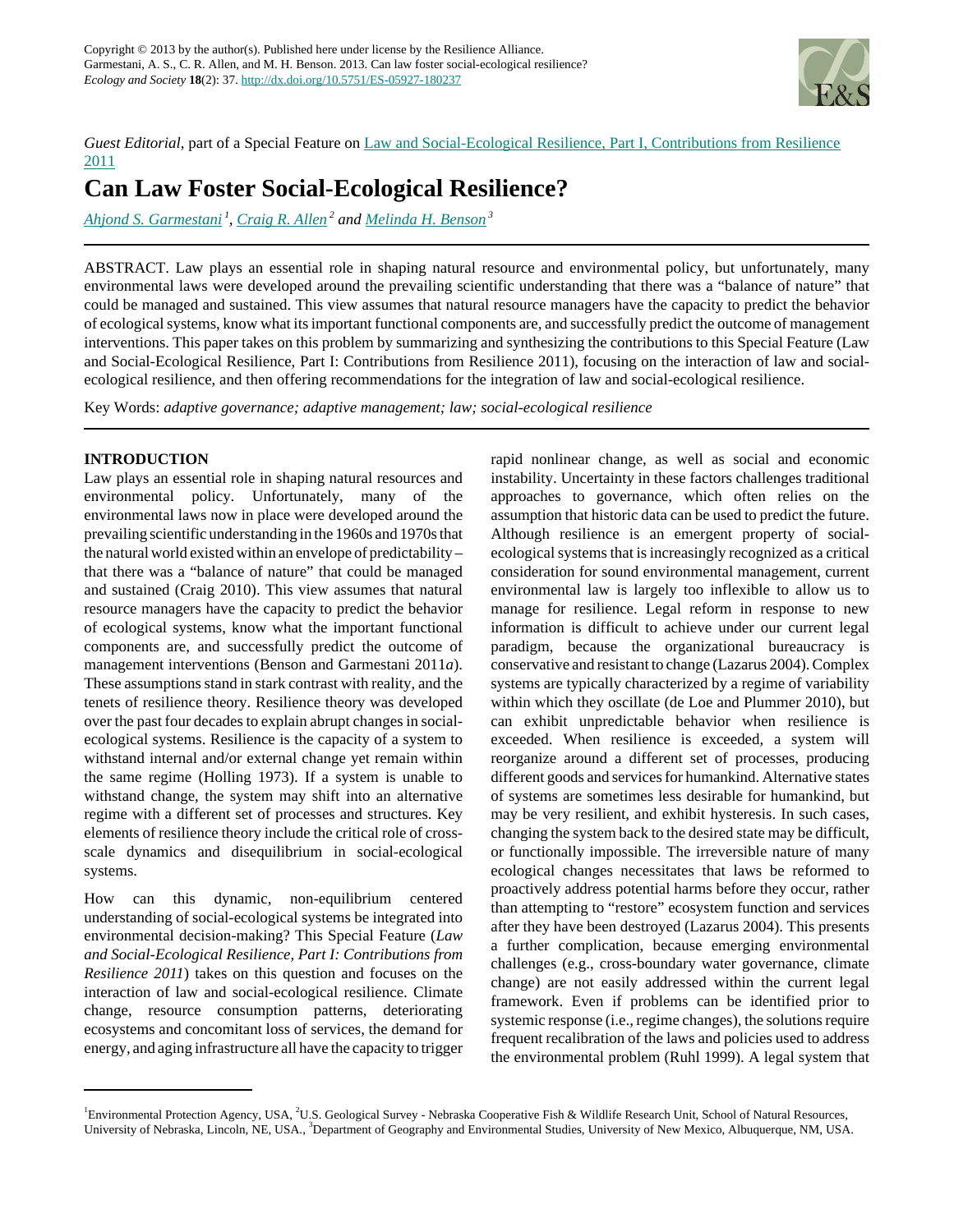Copyright © 2013 by the author(s). Published here under license by the Resilience Alliance.
Garmestani, A. S., C. R. Allen, and M. H. Benson. 2013. Can law foster social-ecological resilience? *Ecology and Society* **18**(2): 37. http://dx.doi.org/10.5751/ES-05927-180237

*Guest Editorial*, part of a Special Feature on Law and Social-Ecological Resilience, Part I, Contributions from Resilience 2011

# Can Law Foster Social-Ecological Resilience?

*Ahjond S. Garmestani* [1], *Craig R. Allen* [2] *and Melinda H. Benson* [3]

ABSTRACT. Law plays an essential role in shaping natural resource and environmental policy, but unfortunately, many environmental laws were developed around the prevailing scientific understanding that there was a "balance of nature" that could be managed and sustained. This view assumes that natural resource managers have the capacity to predict the behavior of ecological systems, know what its important functional components are, and successfully predict the outcome of management interventions. This paper takes on this problem by summarizing and synthesizing the contributions to this Special Feature (Law and Social-Ecological Resilience, Part I: Contributions from Resilience 2011), focusing on the interaction of law and social-ecological resilience, and then offering recommendations for the integration of law and social-ecological resilience.

Key Words: *adaptive governance; adaptive management; law; social-ecological resilience*

## INTRODUCTION

Law plays an essential role in shaping natural resources and environmental policy. Unfortunately, many of the environmental laws now in place were developed around the prevailing scientific understanding in the 1960s and 1970s that the natural world existed within an envelope of predictability – that there was a "balance of nature" that could be managed and sustained (Craig 2010). This view assumes that natural resource managers have the capacity to predict the behavior of ecological systems, know what the important functional components are, and successfully predict the outcome of management interventions (Benson and Garmestani 2011*a*). These assumptions stand in stark contrast with reality, and the tenets of resilience theory. Resilience theory was developed over the past four decades to explain abrupt changes in social-ecological systems. Resilience is the capacity of a system to withstand internal and/or external change yet remain within the same regime (Holling 1973). If a system is unable to withstand change, the system may shift into an alternative regime with a different set of processes and structures. Key elements of resilience theory include the critical role of cross-scale dynamics and disequilibrium in social-ecological systems.

How can this dynamic, non-equilibrium centered understanding of social-ecological systems be integrated into environmental decision-making? This Special Feature (*Law and Social-Ecological Resilience, Part I: Contributions from Resilience 2011*) takes on this question and focuses on the interaction of law and social-ecological resilience. Climate change, resource consumption patterns, deteriorating ecosystems and concomitant loss of services, the demand for energy, and aging infrastructure all have the capacity to trigger rapid nonlinear change, as well as social and economic instability. Uncertainty in these factors challenges traditional approaches to governance, which often relies on the assumption that historic data can be used to predict the future. Although resilience is an emergent property of social-ecological systems that is increasingly recognized as a critical consideration for sound environmental management, current environmental law is largely too inflexible to allow us to manage for resilience. Legal reform in response to new information is difficult to achieve under our current legal paradigm, because the organizational bureaucracy is conservative and resistant to change (Lazarus 2004). Complex systems are typically characterized by a regime of variability within which they oscillate (de Loe and Plummer 2010), but can exhibit unpredictable behavior when resilience is exceeded. When resilience is exceeded, a system will reorganize around a different set of processes, producing different goods and services for humankind. Alternative states of systems are sometimes less desirable for humankind, but may be very resilient, and exhibit hysteresis. In such cases, changing the system back to the desired state may be difficult, or functionally impossible. The irreversible nature of many ecological changes necessitates that laws be reformed to proactively address potential harms before they occur, rather than attempting to "restore" ecosystem function and services after they have been destroyed (Lazarus 2004). This presents a further complication, because emerging environmental challenges (e.g., cross-boundary water governance, climate change) are not easily addressed within the current legal framework. Even if problems can be identified prior to systemic response (i.e., regime changes), the solutions require frequent recalibration of the laws and policies used to address the environmental problem (Ruhl 1999). A legal system that

[1] Environmental Protection Agency, USA, [2] U.S. Geological Survey - Nebraska Cooperative Fish & Wildlife Research Unit, School of Natural Resources, University of Nebraska, Lincoln, NE, USA., [3] Department of Geography and Environmental Studies, University of New Mexico, Albuquerque, NM, USA.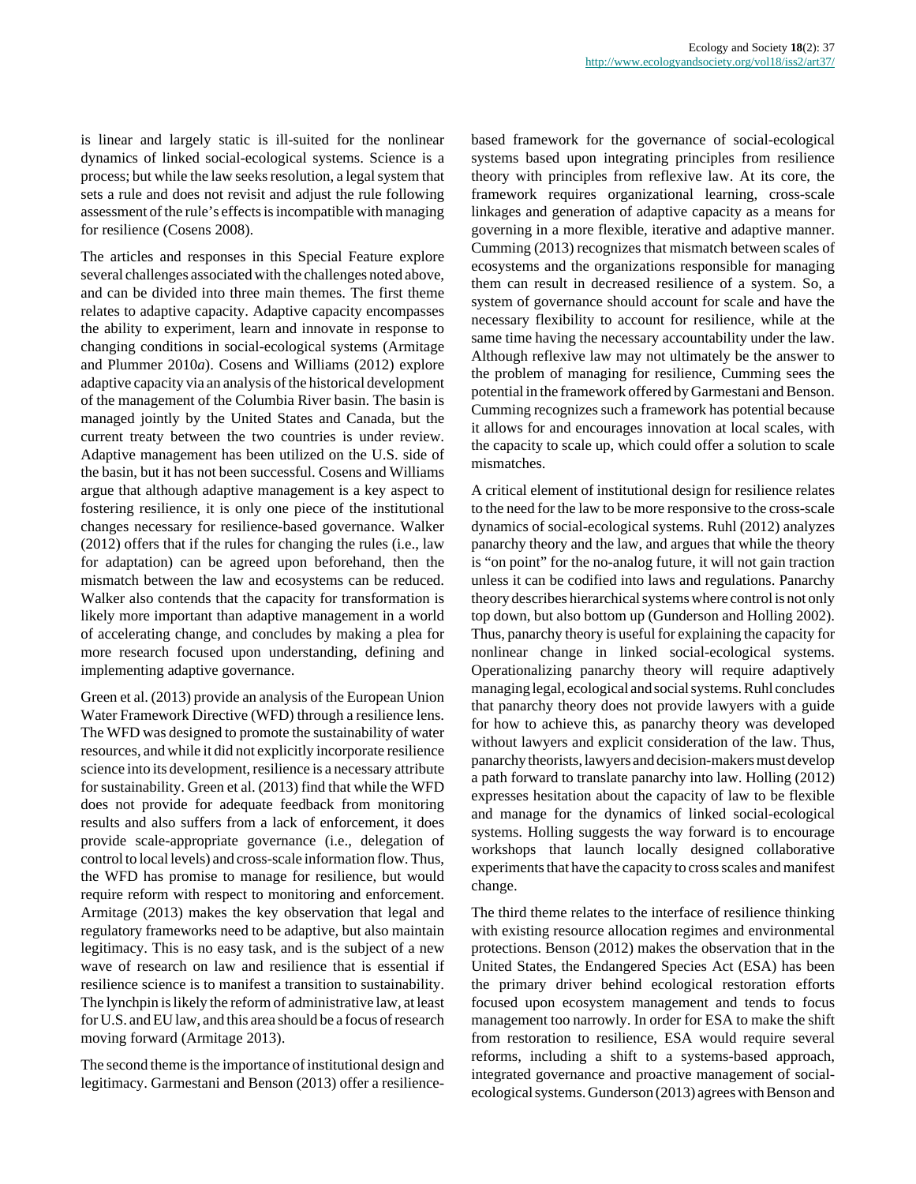is linear and largely static is ill-suited for the nonlinear dynamics of linked social-ecological systems. Science is a process; but while the law seeks resolution, a legal system that sets a rule and does not revisit and adjust the rule following assessment of the rule's effects is incompatible with managing for resilience (Cosens 2008).

The articles and responses in this Special Feature explore several challenges associated with the challenges noted above, and can be divided into three main themes. The first theme relates to adaptive capacity. Adaptive capacity encompasses the ability to experiment, learn and innovate in response to changing conditions in social-ecological systems (Armitage and Plummer 2010*a*). Cosens and Williams (2012) explore adaptive capacity via an analysis of the historical development of the management of the Columbia River basin. The basin is managed jointly by the United States and Canada, but the current treaty between the two countries is under review. Adaptive management has been utilized on the U.S. side of the basin, but it has not been successful. Cosens and Williams argue that although adaptive management is a key aspect to fostering resilience, it is only one piece of the institutional changes necessary for resilience-based governance. Walker (2012) offers that if the rules for changing the rules (i.e., law for adaptation) can be agreed upon beforehand, then the mismatch between the law and ecosystems can be reduced. Walker also contends that the capacity for transformation is likely more important than adaptive management in a world of accelerating change, and concludes by making a plea for more research focused upon understanding, defining and implementing adaptive governance.

Green et al. (2013) provide an analysis of the European Union Water Framework Directive (WFD) through a resilience lens. The WFD was designed to promote the sustainability of water resources, and while it did not explicitly incorporate resilience science into its development, resilience is a necessary attribute for sustainability. Green et al. (2013) find that while the WFD does not provide for adequate feedback from monitoring results and also suffers from a lack of enforcement, it does provide scale-appropriate governance (i.e., delegation of control to local levels) and cross-scale information flow. Thus, the WFD has promise to manage for resilience, but would require reform with respect to monitoring and enforcement. Armitage (2013) makes the key observation that legal and regulatory frameworks need to be adaptive, but also maintain legitimacy. This is no easy task, and is the subject of a new wave of research on law and resilience that is essential if resilience science is to manifest a transition to sustainability. The lynchpin is likely the reform of administrative law, at least for U.S. and EU law, and this area should be a focus of research moving forward (Armitage 2013).

The second theme is the importance of institutional design and legitimacy. Garmestani and Benson (2013) offer a resilience-based framework for the governance of social-ecological systems based upon integrating principles from resilience theory with principles from reflexive law. At its core, the framework requires organizational learning, cross-scale linkages and generation of adaptive capacity as a means for governing in a more flexible, iterative and adaptive manner. Cumming (2013) recognizes that mismatch between scales of ecosystems and the organizations responsible for managing them can result in decreased resilience of a system. So, a system of governance should account for scale and have the necessary flexibility to account for resilience, while at the same time having the necessary accountability under the law. Although reflexive law may not ultimately be the answer to the problem of managing for resilience, Cumming sees the potential in the framework offered by Garmestani and Benson. Cumming recognizes such a framework has potential because it allows for and encourages innovation at local scales, with the capacity to scale up, which could offer a solution to scale mismatches.

A critical element of institutional design for resilience relates to the need for the law to be more responsive to the cross-scale dynamics of social-ecological systems. Ruhl (2012) analyzes panarchy theory and the law, and argues that while the theory is "on point" for the no-analog future, it will not gain traction unless it can be codified into laws and regulations. Panarchy theory describes hierarchical systems where control is not only top down, but also bottom up (Gunderson and Holling 2002). Thus, panarchy theory is useful for explaining the capacity for nonlinear change in linked social-ecological systems. Operationalizing panarchy theory will require adaptively managing legal, ecological and social systems. Ruhl concludes that panarchy theory does not provide lawyers with a guide for how to achieve this, as panarchy theory was developed without lawyers and explicit consideration of the law. Thus, panarchy theorists, lawyers and decision-makers must develop a path forward to translate panarchy into law. Holling (2012) expresses hesitation about the capacity of law to be flexible and manage for the dynamics of linked social-ecological systems. Holling suggests the way forward is to encourage workshops that launch locally designed collaborative experiments that have the capacity to cross scales and manifest change.

The third theme relates to the interface of resilience thinking with existing resource allocation regimes and environmental protections. Benson (2012) makes the observation that in the United States, the Endangered Species Act (ESA) has been the primary driver behind ecological restoration efforts focused upon ecosystem management and tends to focus management too narrowly. In order for ESA to make the shift from restoration to resilience, ESA would require several reforms, including a shift to a systems-based approach, integrated governance and proactive management of social-ecological systems. Gunderson (2013) agrees with Benson and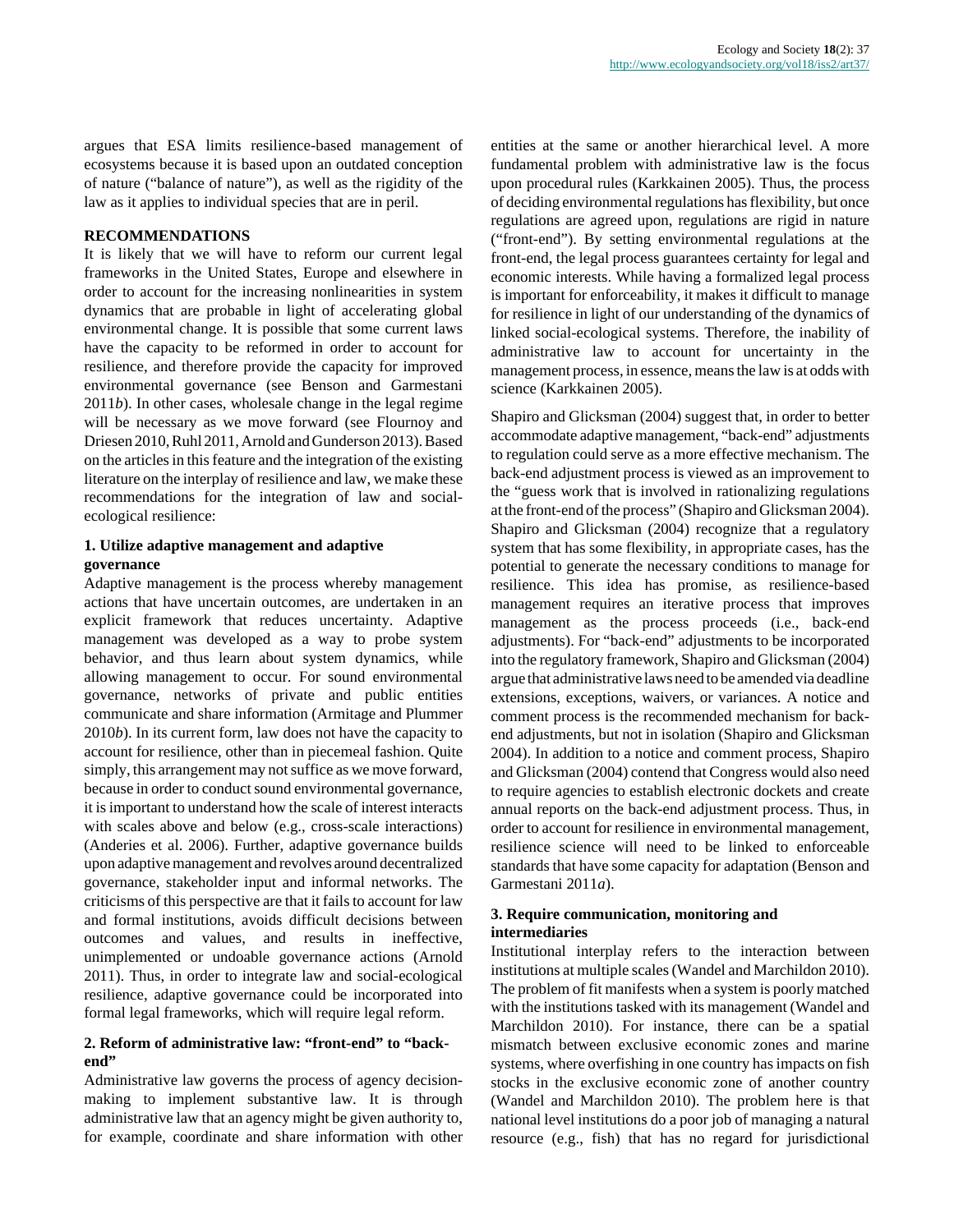argues that ESA limits resilience-based management of ecosystems because it is based upon an outdated conception of nature ("balance of nature"), as well as the rigidity of the law as it applies to individual species that are in peril.

## RECOMMENDATIONS

It is likely that we will have to reform our current legal frameworks in the United States, Europe and elsewhere in order to account for the increasing nonlinearities in system dynamics that are probable in light of accelerating global environmental change. It is possible that some current laws have the capacity to be reformed in order to account for resilience, and therefore provide the capacity for improved environmental governance (see Benson and Garmestani 2011*b*). In other cases, wholesale change in the legal regime will be necessary as we move forward (see Flournoy and Driesen 2010, Ruhl 2011, Arnold and Gunderson 2013). Based on the articles in this feature and the integration of the existing literature on the interplay of resilience and law, we make these recommendations for the integration of law and social-ecological resilience:

### 1. Utilize adaptive management and adaptive governance

Adaptive management is the process whereby management actions that have uncertain outcomes, are undertaken in an explicit framework that reduces uncertainty. Adaptive management was developed as a way to probe system behavior, and thus learn about system dynamics, while allowing management to occur. For sound environmental governance, networks of private and public entities communicate and share information (Armitage and Plummer 2010*b*). In its current form, law does not have the capacity to account for resilience, other than in piecemeal fashion. Quite simply, this arrangement may not suffice as we move forward, because in order to conduct sound environmental governance, it is important to understand how the scale of interest interacts with scales above and below (e.g., cross-scale interactions) (Anderies et al. 2006). Further, adaptive governance builds upon adaptive management and revolves around decentralized governance, stakeholder input and informal networks. The criticisms of this perspective are that it fails to account for law and formal institutions, avoids difficult decisions between outcomes and values, and results in ineffective, unimplemented or undoable governance actions (Arnold 2011). Thus, in order to integrate law and social-ecological resilience, adaptive governance could be incorporated into formal legal frameworks, which will require legal reform.

### 2. Reform of administrative law: "front-end" to "back-end"

Administrative law governs the process of agency decision-making to implement substantive law. It is through administrative law that an agency might be given authority to, for example, coordinate and share information with other entities at the same or another hierarchical level. A more fundamental problem with administrative law is the focus upon procedural rules (Karkkainen 2005). Thus, the process of deciding environmental regulations has flexibility, but once regulations are agreed upon, regulations are rigid in nature ("front-end"). By setting environmental regulations at the front-end, the legal process guarantees certainty for legal and economic interests. While having a formalized legal process is important for enforceability, it makes it difficult to manage for resilience in light of our understanding of the dynamics of linked social-ecological systems. Therefore, the inability of administrative law to account for uncertainty in the management process, in essence, means the law is at odds with science (Karkkainen 2005).

Shapiro and Glicksman (2004) suggest that, in order to better accommodate adaptive management, "back-end" adjustments to regulation could serve as a more effective mechanism. The back-end adjustment process is viewed as an improvement to the "guess work that is involved in rationalizing regulations at the front-end of the process" (Shapiro and Glicksman 2004). Shapiro and Glicksman (2004) recognize that a regulatory system that has some flexibility, in appropriate cases, has the potential to generate the necessary conditions to manage for resilience. This idea has promise, as resilience-based management requires an iterative process that improves management as the process proceeds (i.e., back-end adjustments). For "back-end" adjustments to be incorporated into the regulatory framework, Shapiro and Glicksman (2004) argue that administrative laws need to be amended via deadline extensions, exceptions, waivers, or variances. A notice and comment process is the recommended mechanism for back-end adjustments, but not in isolation (Shapiro and Glicksman 2004). In addition to a notice and comment process, Shapiro and Glicksman (2004) contend that Congress would also need to require agencies to establish electronic dockets and create annual reports on the back-end adjustment process. Thus, in order to account for resilience in environmental management, resilience science will need to be linked to enforceable standards that have some capacity for adaptation (Benson and Garmestani 2011*a*).

### 3. Require communication, monitoring and intermediaries

Institutional interplay refers to the interaction between institutions at multiple scales (Wandel and Marchildon 2010). The problem of fit manifests when a system is poorly matched with the institutions tasked with its management (Wandel and Marchildon 2010). For instance, there can be a spatial mismatch between exclusive economic zones and marine systems, where overfishing in one country has impacts on fish stocks in the exclusive economic zone of another country (Wandel and Marchildon 2010). The problem here is that national level institutions do a poor job of managing a natural resource (e.g., fish) that has no regard for jurisdictional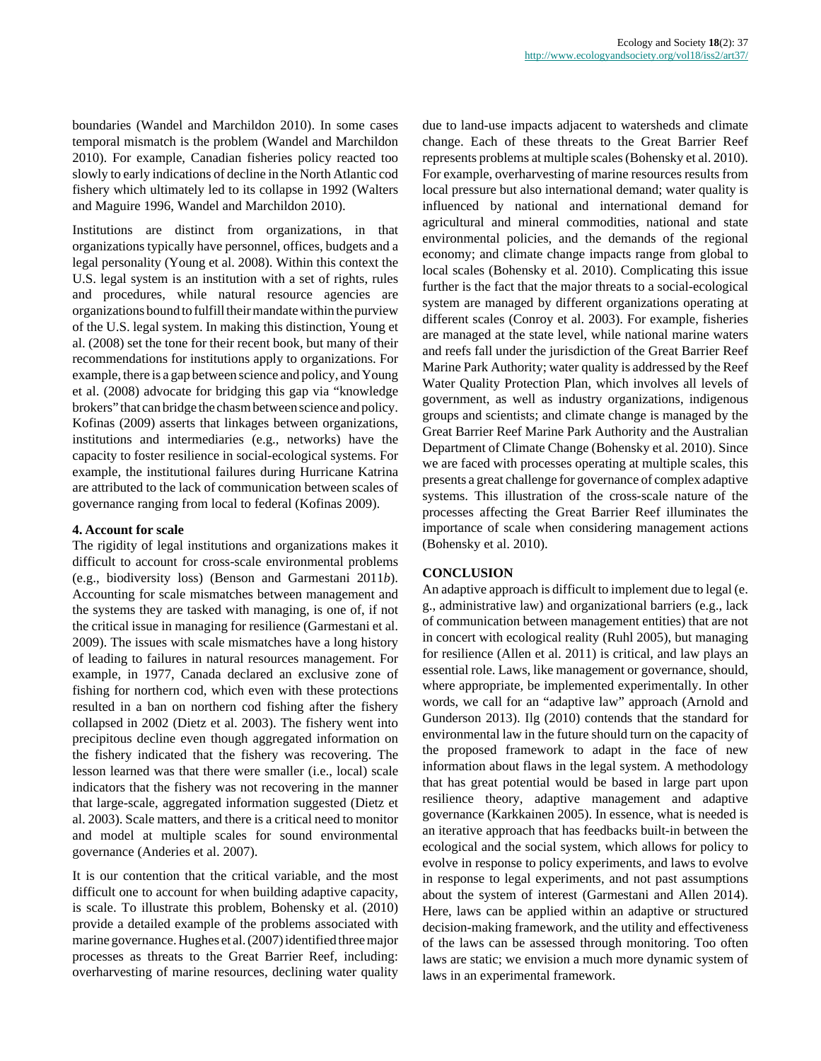boundaries (Wandel and Marchildon 2010). In some cases temporal mismatch is the problem (Wandel and Marchildon 2010). For example, Canadian fisheries policy reacted too slowly to early indications of decline in the North Atlantic cod fishery which ultimately led to its collapse in 1992 (Walters and Maguire 1996, Wandel and Marchildon 2010).

Institutions are distinct from organizations, in that organizations typically have personnel, offices, budgets and a legal personality (Young et al. 2008). Within this context the U.S. legal system is an institution with a set of rights, rules and procedures, while natural resource agencies are organizations bound to fulfill their mandate within the purview of the U.S. legal system. In making this distinction, Young et al. (2008) set the tone for their recent book, but many of their recommendations for institutions apply to organizations. For example, there is a gap between science and policy, and Young et al. (2008) advocate for bridging this gap via "knowledge brokers" that can bridge the chasm between science and policy. Kofinas (2009) asserts that linkages between organizations, institutions and intermediaries (e.g., networks) have the capacity to foster resilience in social-ecological systems. For example, the institutional failures during Hurricane Katrina are attributed to the lack of communication between scales of governance ranging from local to federal (Kofinas 2009).

**4. Account for scale**

The rigidity of legal institutions and organizations makes it difficult to account for cross-scale environmental problems (e.g., biodiversity loss) (Benson and Garmestani 2011*b*). Accounting for scale mismatches between management and the systems they are tasked with managing, is one of, if not the critical issue in managing for resilience (Garmestani et al. 2009). The issues with scale mismatches have a long history of leading to failures in natural resources management. For example, in 1977, Canada declared an exclusive zone of fishing for northern cod, which even with these protections resulted in a ban on northern cod fishing after the fishery collapsed in 2002 (Dietz et al. 2003). The fishery went into precipitous decline even though aggregated information on the fishery indicated that the fishery was recovering. The lesson learned was that there were smaller (i.e., local) scale indicators that the fishery was not recovering in the manner that large-scale, aggregated information suggested (Dietz et al. 2003). Scale matters, and there is a critical need to monitor and model at multiple scales for sound environmental governance (Anderies et al. 2007).

It is our contention that the critical variable, and the most difficult one to account for when building adaptive capacity, is scale. To illustrate this problem, Bohensky et al. (2010) provide a detailed example of the problems associated with marine governance. Hughes et al. (2007) identified three major processes as threats to the Great Barrier Reef, including: overharvesting of marine resources, declining water quality due to land-use impacts adjacent to watersheds and climate change. Each of these threats to the Great Barrier Reef represents problems at multiple scales (Bohensky et al. 2010). For example, overharvesting of marine resources results from local pressure but also international demand; water quality is influenced by national and international demand for agricultural and mineral commodities, national and state environmental policies, and the demands of the regional economy; and climate change impacts range from global to local scales (Bohensky et al. 2010). Complicating this issue further is the fact that the major threats to a social-ecological system are managed by different organizations operating at different scales (Conroy et al. 2003). For example, fisheries are managed at the state level, while national marine waters and reefs fall under the jurisdiction of the Great Barrier Reef Marine Park Authority; water quality is addressed by the Reef Water Quality Protection Plan, which involves all levels of government, as well as industry organizations, indigenous groups and scientists; and climate change is managed by the Great Barrier Reef Marine Park Authority and the Australian Department of Climate Change (Bohensky et al. 2010). Since we are faced with processes operating at multiple scales, this presents a great challenge for governance of complex adaptive systems. This illustration of the cross-scale nature of the processes affecting the Great Barrier Reef illuminates the importance of scale when considering management actions (Bohensky et al. 2010).

## CONCLUSION

An adaptive approach is difficult to implement due to legal (e. g., administrative law) and organizational barriers (e.g., lack of communication between management entities) that are not in concert with ecological reality (Ruhl 2005), but managing for resilience (Allen et al. 2011) is critical, and law plays an essential role. Laws, like management or governance, should, where appropriate, be implemented experimentally. In other words, we call for an "adaptive law" approach (Arnold and Gunderson 2013). Ilg (2010) contends that the standard for environmental law in the future should turn on the capacity of the proposed framework to adapt in the face of new information about flaws in the legal system. A methodology that has great potential would be based in large part upon resilience theory, adaptive management and adaptive governance (Karkkainen 2005). In essence, what is needed is an iterative approach that has feedbacks built-in between the ecological and the social system, which allows for policy to evolve in response to policy experiments, and laws to evolve in response to legal experiments, and not past assumptions about the system of interest (Garmestani and Allen 2014). Here, laws can be applied within an adaptive or structured decision-making framework, and the utility and effectiveness of the laws can be assessed through monitoring. Too often laws are static; we envision a much more dynamic system of laws in an experimental framework.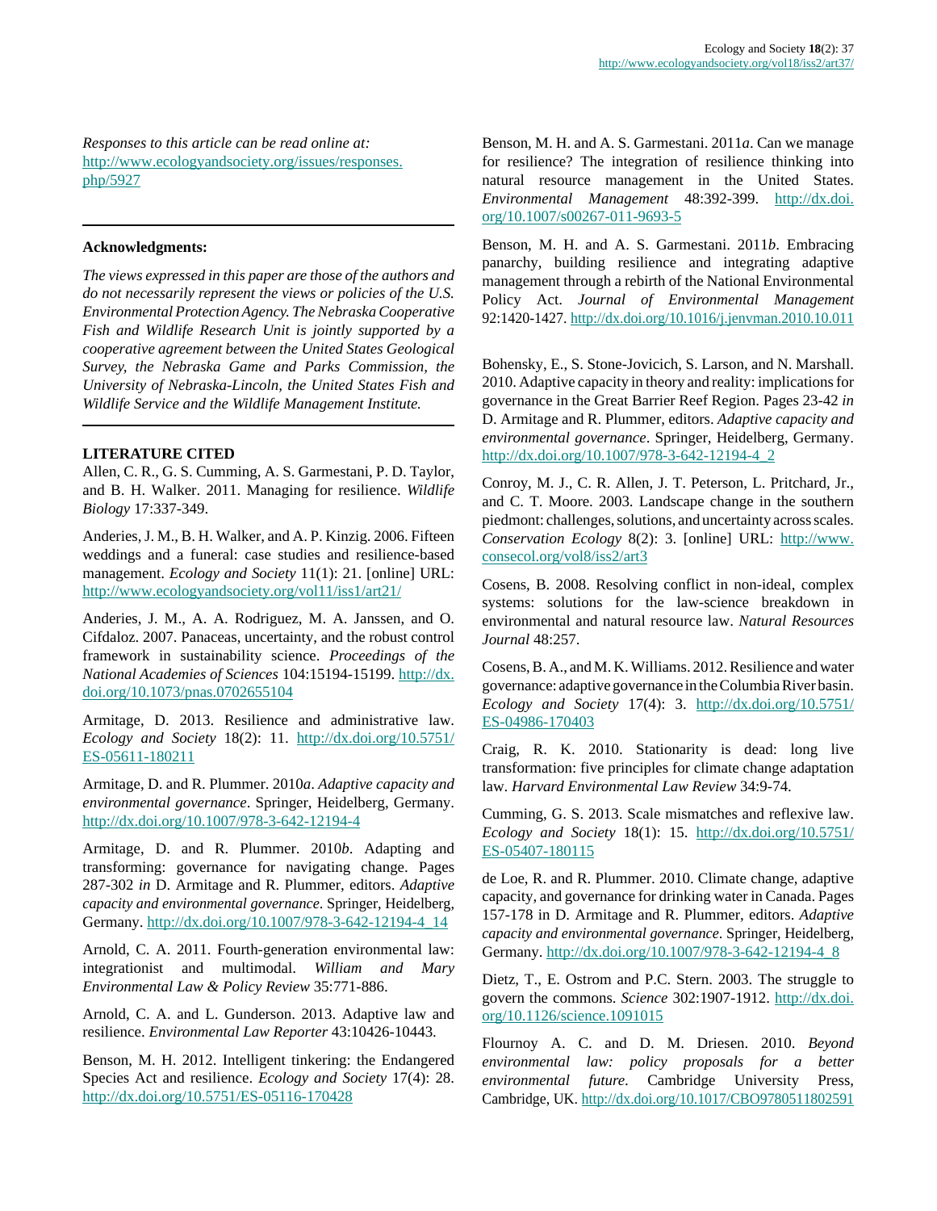*Responses to this article can be read online at:*
http://www.ecologyandsociety.org/issues/responses.php/5927

---

**Acknowledgments:**

*The views expressed in this paper are those of the authors and do not necessarily represent the views or policies of the U.S. Environmental Protection Agency. The Nebraska Cooperative Fish and Wildlife Research Unit is jointly supported by a cooperative agreement between the United States Geological Survey, the Nebraska Game and Parks Commission, the University of Nebraska-Lincoln, the United States Fish and Wildlife Service and the Wildlife Management Institute.*

---

**LITERATURE CITED**

Allen, C. R., G. S. Cumming, A. S. Garmestani, P. D. Taylor, and B. H. Walker. 2011. Managing for resilience. *Wildlife Biology* 17:337-349.

Anderies, J. M., B. H. Walker, and A. P. Kinzig. 2006. Fifteen weddings and a funeral: case studies and resilience-based management. *Ecology and Society* 11(1): 21. [online] URL: http://www.ecologyandsociety.org/vol11/iss1/art21/

Anderies, J. M., A. A. Rodriguez, M. A. Janssen, and O. Cifdaloz. 2007. Panaceas, uncertainty, and the robust control framework in sustainability science. *Proceedings of the National Academies of Sciences* 104:15194-15199. http://dx.doi.org/10.1073/pnas.0702655104

Armitage, D. 2013. Resilience and administrative law. *Ecology and Society* 18(2): 11. http://dx.doi.org/10.5751/ES-05611-180211

Armitage, D. and R. Plummer. 2010*a*. *Adaptive capacity and environmental governance*. Springer, Heidelberg, Germany. http://dx.doi.org/10.1007/978-3-642-12194-4

Armitage, D. and R. Plummer. 2010*b*. Adapting and transforming: governance for navigating change. Pages 287-302 *in* D. Armitage and R. Plummer, editors. *Adaptive capacity and environmental governance*. Springer, Heidelberg, Germany. http://dx.doi.org/10.1007/978-3-642-12194-4_14

Arnold, C. A. 2011. Fourth-generation environmental law: integrationist and multimodal. *William and Mary Environmental Law & Policy Review* 35:771-886.

Arnold, C. A. and L. Gunderson. 2013. Adaptive law and resilience. *Environmental Law Reporter* 43:10426-10443.

Benson, M. H. 2012. Intelligent tinkering: the Endangered Species Act and resilience. *Ecology and Society* 17(4): 28. http://dx.doi.org/10.5751/ES-05116-170428

Benson, M. H. and A. S. Garmestani. 2011*a*. Can we manage for resilience? The integration of resilience thinking into natural resource management in the United States. *Environmental Management* 48:392-399. http://dx.doi.org/10.1007/s00267-011-9693-5

Benson, M. H. and A. S. Garmestani. 2011*b*. Embracing panarchy, building resilience and integrating adaptive management through a rebirth of the National Environmental Policy Act. *Journal of Environmental Management* 92:1420-1427. http://dx.doi.org/10.1016/j.jenvman.2010.10.011

Bohensky, E., S. Stone-Jovicich, S. Larson, and N. Marshall. 2010. Adaptive capacity in theory and reality: implications for governance in the Great Barrier Reef Region. Pages 23-42 *in* D. Armitage and R. Plummer, editors. *Adaptive capacity and environmental governance*. Springer, Heidelberg, Germany. http://dx.doi.org/10.1007/978-3-642-12194-4_2

Conroy, M. J., C. R. Allen, J. T. Peterson, L. Pritchard, Jr., and C. T. Moore. 2003. Landscape change in the southern piedmont: challenges, solutions, and uncertainty across scales. *Conservation Ecology* 8(2): 3. [online] URL: http://www.consecol.org/vol8/iss2/art3

Cosens, B. 2008. Resolving conflict in non-ideal, complex systems: solutions for the law-science breakdown in environmental and natural resource law. *Natural Resources Journal* 48:257.

Cosens, B. A., and M. K. Williams. 2012. Resilience and water governance: adaptive governance in the Columbia River basin. *Ecology and Society* 17(4): 3. http://dx.doi.org/10.5751/ES-04986-170403

Craig, R. K. 2010. Stationarity is dead: long live transformation: five principles for climate change adaptation law. *Harvard Environmental Law Review* 34:9-74.

Cumming, G. S. 2013. Scale mismatches and reflexive law. *Ecology and Society* 18(1): 15. http://dx.doi.org/10.5751/ES-05407-180115

de Loe, R. and R. Plummer. 2010. Climate change, adaptive capacity, and governance for drinking water in Canada. Pages 157-178 in D. Armitage and R. Plummer, editors. *Adaptive capacity and environmental governance*. Springer, Heidelberg, Germany. http://dx.doi.org/10.1007/978-3-642-12194-4_8

Dietz, T., E. Ostrom and P.C. Stern. 2003. The struggle to govern the commons. *Science* 302:1907-1912. http://dx.doi.org/10.1126/science.1091015

Flournoy A. C. and D. M. Driesen. 2010. *Beyond environmental law: policy proposals for a better environmental future*. Cambridge University Press, Cambridge, UK. http://dx.doi.org/10.1017/CBO9780511802591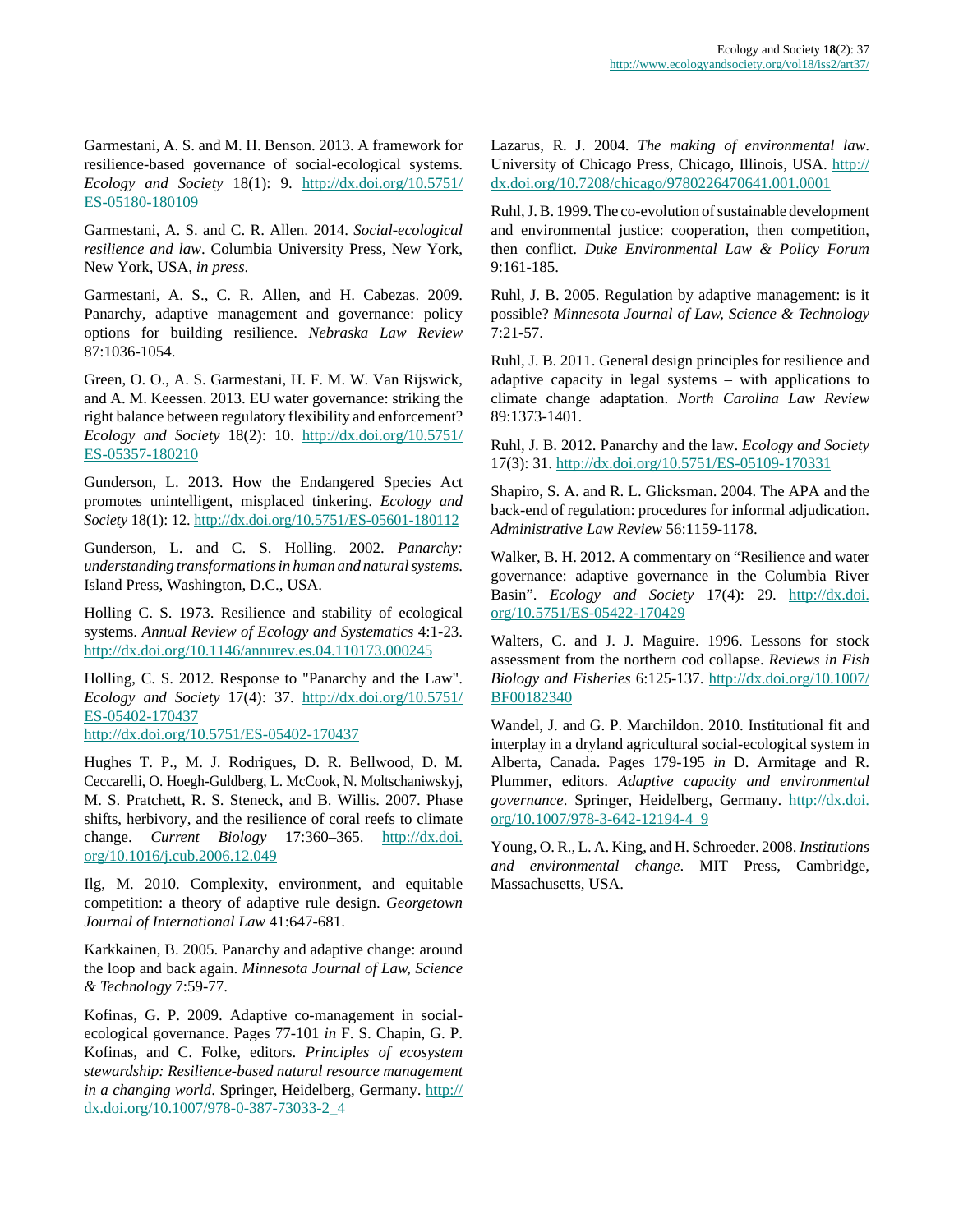Garmestani, A. S. and M. H. Benson. 2013. A framework for resilience-based governance of social-ecological systems. *Ecology and Society* 18(1): 9. http://dx.doi.org/10.5751/ES-05180-180109

Garmestani, A. S. and C. R. Allen. 2014. *Social-ecological resilience and law*. Columbia University Press, New York, New York, USA, *in press*.

Garmestani, A. S., C. R. Allen, and H. Cabezas. 2009. Panarchy, adaptive management and governance: policy options for building resilience. *Nebraska Law Review* 87:1036-1054.

Green, O. O., A. S. Garmestani, H. F. M. W. Van Rijswick, and A. M. Keessen. 2013. EU water governance: striking the right balance between regulatory flexibility and enforcement? *Ecology and Society* 18(2): 10. http://dx.doi.org/10.5751/ES-05357-180210

Gunderson, L. 2013. How the Endangered Species Act promotes unintelligent, misplaced tinkering. *Ecology and Society* 18(1): 12. http://dx.doi.org/10.5751/ES-05601-180112

Gunderson, L. and C. S. Holling. 2002. *Panarchy: understanding transformations in human and natural systems*. Island Press, Washington, D.C., USA.

Holling C. S. 1973. Resilience and stability of ecological systems. *Annual Review of Ecology and Systematics* 4:1-23. http://dx.doi.org/10.1146/annurev.es.04.110173.000245

Holling, C. S. 2012. Response to "Panarchy and the Law". *Ecology and Society* 17(4): 37. http://dx.doi.org/10.5751/ES-05402-170437
http://dx.doi.org/10.5751/ES-05402-170437

Hughes T. P., M. J. Rodrigues, D. R. Bellwood, D. M. Ceccarelli, O. Hoegh-Guldberg, L. McCook, N. Moltschaniwskyj, M. S. Pratchett, R. S. Steneck, and B. Willis. 2007. Phase shifts, herbivory, and the resilience of coral reefs to climate change. *Current Biology* 17:360–365. http://dx.doi.org/10.1016/j.cub.2006.12.049

Ilg, M. 2010. Complexity, environment, and equitable competition: a theory of adaptive rule design. *Georgetown Journal of International Law* 41:647-681.

Karkkainen, B. 2005. Panarchy and adaptive change: around the loop and back again. *Minnesota Journal of Law, Science & Technology* 7:59-77.

Kofinas, G. P. 2009. Adaptive co-management in social-ecological governance. Pages 77-101 *in* F. S. Chapin, G. P. Kofinas, and C. Folke, editors. *Principles of ecosystem stewardship: Resilience-based natural resource management in a changing world*. Springer, Heidelberg, Germany. http://dx.doi.org/10.1007/978-0-387-73033-2_4

Lazarus, R. J. 2004. *The making of environmental law*. University of Chicago Press, Chicago, Illinois, USA. http://dx.doi.org/10.7208/chicago/9780226470641.001.0001

Ruhl, J. B. 1999. The co-evolution of sustainable development and environmental justice: cooperation, then competition, then conflict. *Duke Environmental Law & Policy Forum* 9:161-185.

Ruhl, J. B. 2005. Regulation by adaptive management: is it possible? *Minnesota Journal of Law, Science & Technology* 7:21-57.

Ruhl, J. B. 2011. General design principles for resilience and adaptive capacity in legal systems – with applications to climate change adaptation. *North Carolina Law Review* 89:1373-1401.

Ruhl, J. B. 2012. Panarchy and the law. *Ecology and Society* 17(3): 31. http://dx.doi.org/10.5751/ES-05109-170331

Shapiro, S. A. and R. L. Glicksman. 2004. The APA and the back-end of regulation: procedures for informal adjudication. *Administrative Law Review* 56:1159-1178.

Walker, B. H. 2012. A commentary on "Resilience and water governance: adaptive governance in the Columbia River Basin". *Ecology and Society* 17(4): 29. http://dx.doi.org/10.5751/ES-05422-170429

Walters, C. and J. J. Maguire. 1996. Lessons for stock assessment from the northern cod collapse. *Reviews in Fish Biology and Fisheries* 6:125-137. http://dx.doi.org/10.1007/BF00182340

Wandel, J. and G. P. Marchildon. 2010. Institutional fit and interplay in a dryland agricultural social-ecological system in Alberta, Canada. Pages 179-195 *in* D. Armitage and R. Plummer, editors. *Adaptive capacity and environmental governance*. Springer, Heidelberg, Germany. http://dx.doi.org/10.1007/978-3-642-12194-4_9

Young, O. R., L. A. King, and H. Schroeder. 2008. *Institutions and environmental change*. MIT Press, Cambridge, Massachusetts, USA.